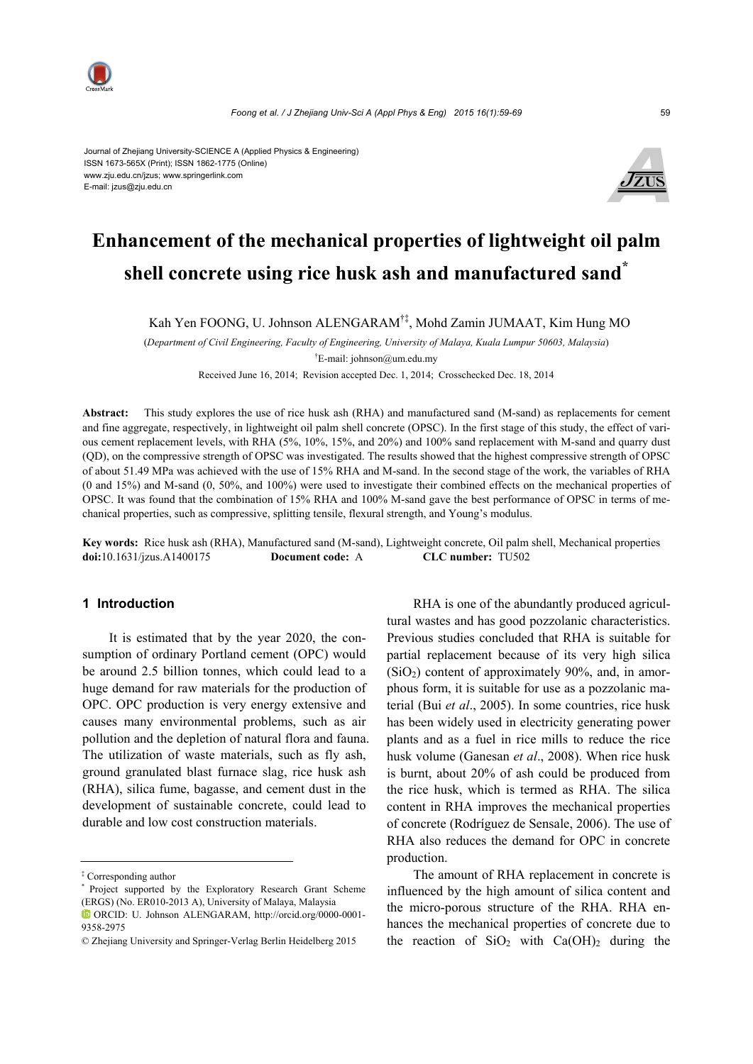Journal of Zhejiang University-SCIENCE A (Applied Physics & Engineering)
ISSN 1673-565X (Print); ISSN 1862-1775 (Online)
www.zju.edu.cn/jzus; www.springerlink.com
E-mail: jzus@zju.edu.cn

# Enhancement of the mechanical properties of lightweight oil palm shell concrete using rice husk ash and manufactured sand*

Kah Yen FOONG, U. Johnson ALENGARAM[†‡], Mohd Zamin JUMAAT, Kim Hung MO

(*Department of Civil Engineering, Faculty of Engineering, University of Malaya, Kuala Lumpur 50603, Malaysia*)

[†]E-mail: johnson@um.edu.my

Received June 16, 2014; Revision accepted Dec. 1, 2014; Crosschecked Dec. 18, 2014

**Abstract:** This study explores the use of rice husk ash (RHA) and manufactured sand (M-sand) as replacements for cement and fine aggregate, respectively, in lightweight oil palm shell concrete (OPSC). In the first stage of this study, the effect of various cement replacement levels, with RHA (5%, 10%, 15%, and 20%) and 100% sand replacement with M-sand and quarry dust (QD), on the compressive strength of OPSC was investigated. The results showed that the highest compressive strength of OPSC of about 51.49 MPa was achieved with the use of 15% RHA and M-sand. In the second stage of the work, the variables of RHA (0 and 15%) and M-sand (0, 50%, and 100%) were used to investigate their combined effects on the mechanical properties of OPSC. It was found that the combination of 15% RHA and 100% M-sand gave the best performance of OPSC in terms of mechanical properties, such as compressive, splitting tensile, flexural strength, and Young's modulus.

**Key words:** Rice husk ash (RHA), Manufactured sand (M-sand), Lightweight concrete, Oil palm shell, Mechanical properties
**doi:**10.1631/jzus.A1400175 **Document code:** A **CLC number:** TU502

## 1 Introduction

It is estimated that by the year 2020, the consumption of ordinary Portland cement (OPC) would be around 2.5 billion tonnes, which could lead to a huge demand for raw materials for the production of OPC. OPC production is very energy extensive and causes many environmental problems, such as air pollution and the depletion of natural flora and fauna. The utilization of waste materials, such as fly ash, ground granulated blast furnace slag, rice husk ash (RHA), silica fume, bagasse, and cement dust in the development of sustainable concrete, could lead to durable and low cost construction materials.

RHA is one of the abundantly produced agricultural wastes and has good pozzolanic characteristics. Previous studies concluded that RHA is suitable for partial replacement because of its very high silica ($SiO_2$) content of approximately 90%, and, in amorphous form, it is suitable for use as a pozzolanic material (Bui *et al*., 2005). In some countries, rice husk has been widely used in electricity generating power plants and as a fuel in rice mills to reduce the rice husk volume (Ganesan *et al*., 2008). When rice husk is burnt, about 20% of ash could be produced from the rice husk, which is termed as RHA. The silica content in RHA improves the mechanical properties of concrete (Rodríguez de Sensale, 2006). The use of RHA also reduces the demand for OPC in concrete production.

The amount of RHA replacement in concrete is influenced by the high amount of silica content and the micro-porous structure of the RHA. RHA enhances the mechanical properties of concrete due to the reaction of $SiO_2$ with $Ca(OH)_2$ during the

---

‡ Corresponding author

\* Project supported by the Exploratory Research Grant Scheme (ERGS) (No. ER010-2013 A), University of Malaya, Malaysia

ORCID: U. Johnson ALENGARAM, http://orcid.org/0000-0001-9358-2975

© Zhejiang University and Springer-Verlag Berlin Heidelberg 2015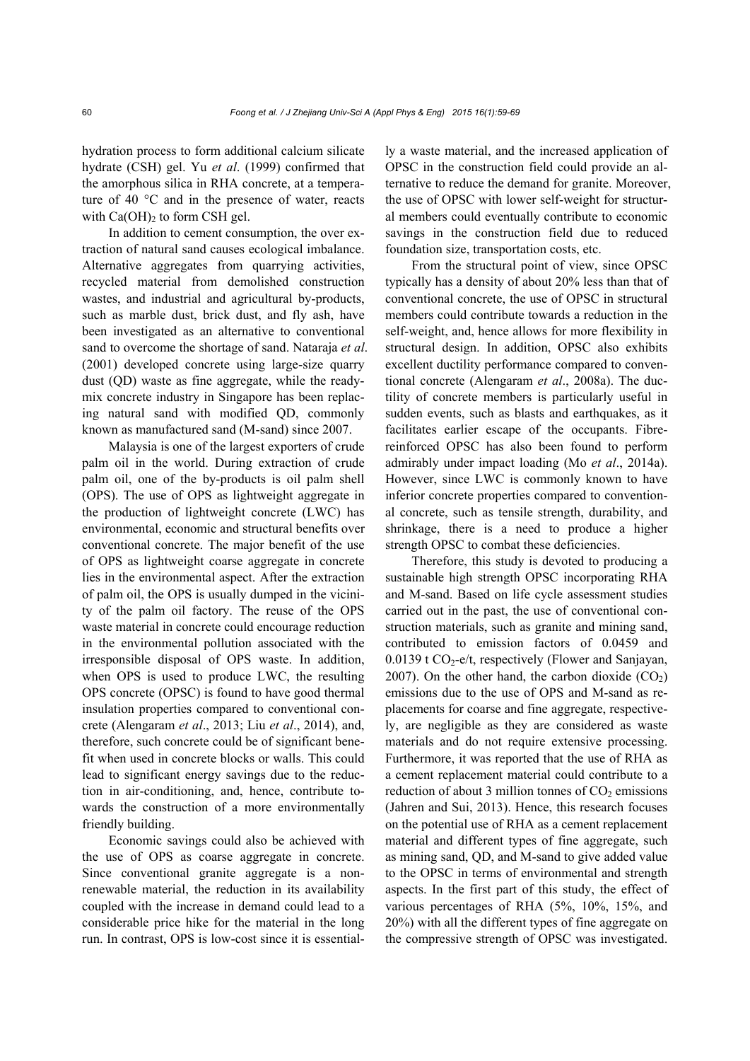hydration process to form additional calcium silicate hydrate (CSH) gel. Yu *et al*. (1999) confirmed that the amorphous silica in RHA concrete, at a temperature of 40 °C and in the presence of water, reacts with $Ca(OH)_2$ to form CSH gel.

In addition to cement consumption, the over extraction of natural sand causes ecological imbalance. Alternative aggregates from quarrying activities, recycled material from demolished construction wastes, and industrial and agricultural by-products, such as marble dust, brick dust, and fly ash, have been investigated as an alternative to conventional sand to overcome the shortage of sand. Nataraja *et al*. (2001) developed concrete using large-size quarry dust (QD) waste as fine aggregate, while the ready-mix concrete industry in Singapore has been replacing natural sand with modified QD, commonly known as manufactured sand (M-sand) since 2007.

Malaysia is one of the largest exporters of crude palm oil in the world. During extraction of crude palm oil, one of the by-products is oil palm shell (OPS). The use of OPS as lightweight aggregate in the production of lightweight concrete (LWC) has environmental, economic and structural benefits over conventional concrete. The major benefit of the use of OPS as lightweight coarse aggregate in concrete lies in the environmental aspect. After the extraction of palm oil, the OPS is usually dumped in the vicinity of the palm oil factory. The reuse of the OPS waste material in concrete could encourage reduction in the environmental pollution associated with the irresponsible disposal of OPS waste. In addition, when OPS is used to produce LWC, the resulting OPS concrete (OPSC) is found to have good thermal insulation properties compared to conventional concrete (Alengaram *et al*., 2013; Liu *et al*., 2014), and, therefore, such concrete could be of significant benefit when used in concrete blocks or walls. This could lead to significant energy savings due to the reduction in air-conditioning, and, hence, contribute towards the construction of a more environmentally friendly building.

Economic savings could also be achieved with the use of OPS as coarse aggregate in concrete. Since conventional granite aggregate is a non-renewable material, the reduction in its availability coupled with the increase in demand could lead to a considerable price hike for the material in the long run. In contrast, OPS is low-cost since it is essentially a waste material, and the increased application of OPSC in the construction field could provide an alternative to reduce the demand for granite. Moreover, the use of OPSC with lower self-weight for structural members could eventually contribute to economic savings in the construction field due to reduced foundation size, transportation costs, etc.

From the structural point of view, since OPSC typically has a density of about 20% less than that of conventional concrete, the use of OPSC in structural members could contribute towards a reduction in the self-weight, and, hence allows for more flexibility in structural design. In addition, OPSC also exhibits excellent ductility performance compared to conventional concrete (Alengaram *et al*., 2008a). The ductility of concrete members is particularly useful in sudden events, such as blasts and earthquakes, as it facilitates earlier escape of the occupants. Fibre-reinforced OPSC has also been found to perform admirably under impact loading (Mo *et al*., 2014a). However, since LWC is commonly known to have inferior concrete properties compared to conventional concrete, such as tensile strength, durability, and shrinkage, there is a need to produce a higher strength OPSC to combat these deficiencies.

Therefore, this study is devoted to producing a sustainable high strength OPSC incorporating RHA and M-sand. Based on life cycle assessment studies carried out in the past, the use of conventional construction materials, such as granite and mining sand, contributed to emission factors of 0.0459 and 0.0139 t $CO_2$-e/t, respectively (Flower and Sanjayan, 2007). On the other hand, the carbon dioxide ($CO_2$) emissions due to the use of OPS and M-sand as replacements for coarse and fine aggregate, respectively, are negligible as they are considered as waste materials and do not require extensive processing. Furthermore, it was reported that the use of RHA as a cement replacement material could contribute to a reduction of about 3 million tonnes of $CO_2$ emissions (Jahren and Sui, 2013). Hence, this research focuses on the potential use of RHA as a cement replacement material and different types of fine aggregate, such as mining sand, QD, and M-sand to give added value to the OPSC in terms of environmental and strength aspects. In the first part of this study, the effect of various percentages of RHA (5%, 10%, 15%, and 20%) with all the different types of fine aggregate on the compressive strength of OPSC was investigated.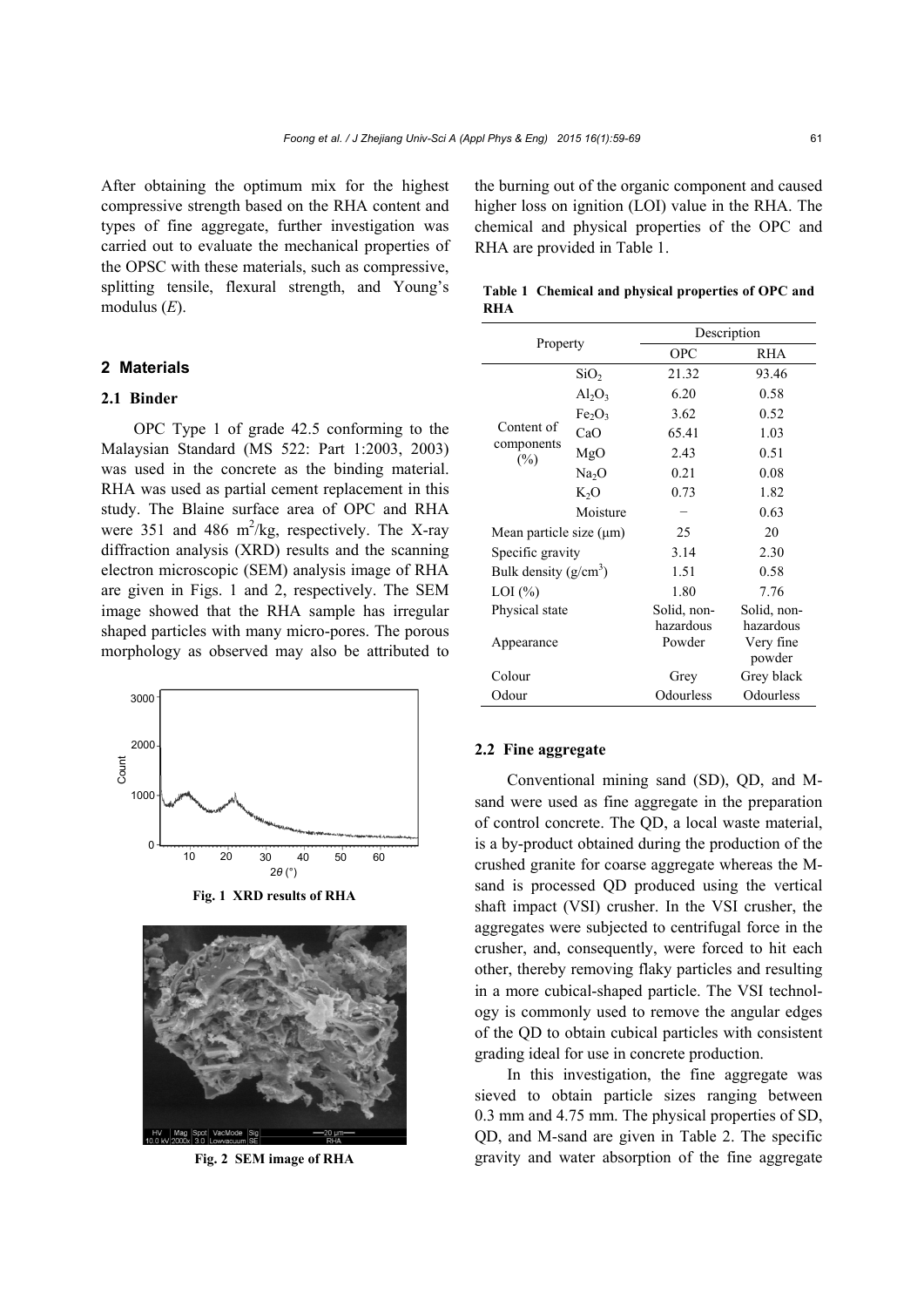After obtaining the optimum mix for the highest compressive strength based on the RHA content and types of fine aggregate, further investigation was carried out to evaluate the mechanical properties of the OPSC with these materials, such as compressive, splitting tensile, flexural strength, and Young's modulus ($E$).

## 2 Materials

### 2.1 Binder

OPC Type 1 of grade 42.5 conforming to the Malaysian Standard (MS 522: Part 1:2003, 2003) was used in the concrete as the binding material. RHA was used as partial cement replacement in this study. The Blaine surface area of OPC and RHA were 351 and 486 $m^2$/kg, respectively. The X-ray diffraction analysis (XRD) results and the scanning electron microscopic (SEM) analysis image of RHA are given in Figs. 1 and 2, respectively. The SEM image showed that the RHA sample has irregular shaped particles with many micro-pores. The porous morphology as observed may also be attributed to the burning out of the organic component and caused higher loss on ignition (LOI) value in the RHA. The chemical and physical properties of the OPC and RHA are provided in Table 1.

**Fig. 1 XRD results of RHA**

**Fig. 2 SEM image of RHA**

**Table 1 Chemical and physical properties of OPC and RHA**

| Property | | Description | |
|---|---|---|---|
| | | OPC | RHA |
| Content of components (%) | $SiO_2$ | 21.32 | 93.46 |
| | $Al_2O_3$ | 6.20 | 0.58 |
| | $Fe_2O_3$ | 3.62 | 0.52 |
| | CaO | 65.41 | 1.03 |
| | MgO | 2.43 | 0.51 |
| | $Na_2O$ | 0.21 | 0.08 |
| | $K_2O$ | 0.73 | 1.82 |
| | Moisture | − | 0.63 |
| Mean particle size (μm) | | 25 | 20 |
| Specific gravity | | 3.14 | 2.30 |
| Bulk density (g/$cm^3$) | | 1.51 | 0.58 |
| LOI (%) | | 1.80 | 7.76 |
| Physical state | | Solid, non-hazardous | Solid, non-hazardous |
| Appearance | | Powder | Very fine powder |
| Colour | | Grey | Grey black |
| Odour | | Odourless | Odourless |

### 2.2 Fine aggregate

Conventional mining sand (SD), QD, and M-sand were used as fine aggregate in the preparation of control concrete. The QD, a local waste material, is a by-product obtained during the production of the crushed granite for coarse aggregate whereas the M-sand is processed QD produced using the vertical shaft impact (VSI) crusher. In the VSI crusher, the aggregates were subjected to centrifugal force in the crusher, and, consequently, were forced to hit each other, thereby removing flaky particles and resulting in a more cubical-shaped particle. The VSI technology is commonly used to remove the angular edges of the QD to obtain cubical particles with consistent grading ideal for use in concrete production.

In this investigation, the fine aggregate was sieved to obtain particle sizes ranging between 0.3 mm and 4.75 mm. The physical properties of SD, QD, and M-sand are given in Table 2. The specific gravity and water absorption of the fine aggregate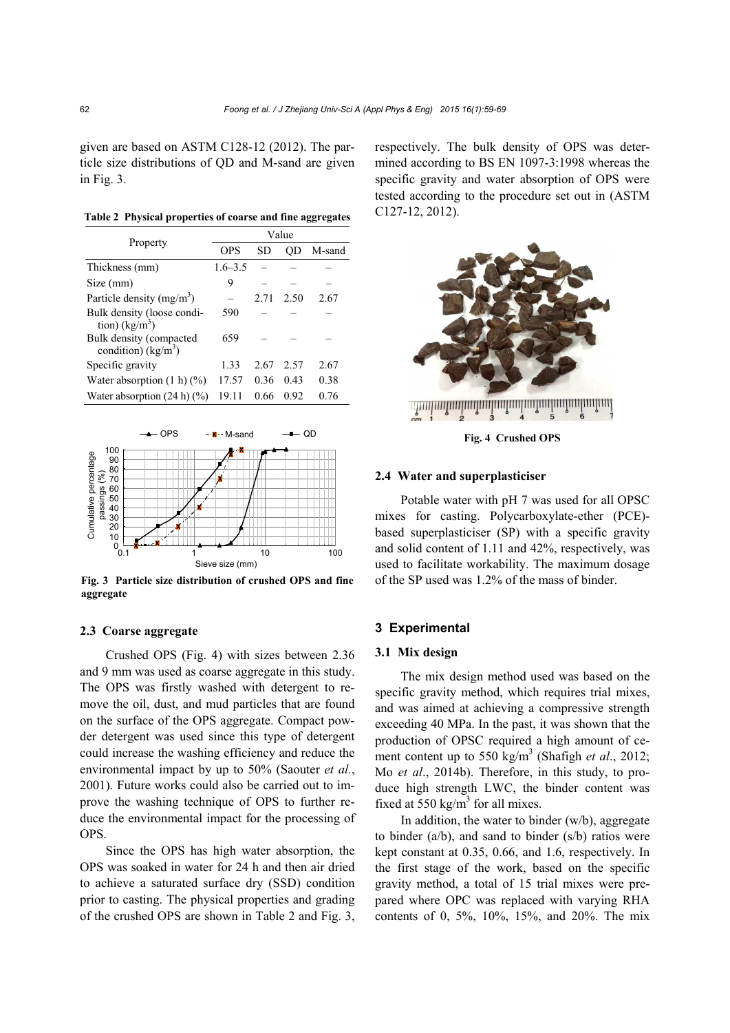given are based on ASTM C128-12 (2012). The particle size distributions of QD and M-sand are given in Fig. 3.

**Table 2 Physical properties of coarse and fine aggregates**

| Property | Value | | | |
|---|---|---|---|---|
| | OPS | SD | QD | M-sand |
| Thickness (mm) | 1.6–3.5 | – | – | – |
| Size (mm) | 9 | – | – | – |
| Particle density (mg/m$^3$) | – | 2.71 | 2.50 | 2.67 |
| Bulk density (loose condition) (kg/m$^3$) | 590 | – | – | – |
| Bulk density (compacted condition) (kg/m$^3$) | 659 | – | – | – |
| Specific gravity | 1.33 | 2.67 | 2.57 | 2.67 |
| Water absorption (1 h) (%) | 17.57 | 0.36 | 0.43 | 0.38 |
| Water absorption (24 h) (%) | 19.11 | 0.66 | 0.92 | 0.76 |

**Fig. 3 Particle size distribution of crushed OPS and fine aggregate**

### 2.3 Coarse aggregate

Crushed OPS (Fig. 4) with sizes between 2.36 and 9 mm was used as coarse aggregate in this study. The OPS was firstly washed with detergent to remove the oil, dust, and mud particles that are found on the surface of the OPS aggregate. Compact powder detergent was used since this type of detergent could increase the washing efficiency and reduce the environmental impact by up to 50% (Saouter *et al.*, 2001). Future works could also be carried out to improve the washing technique of OPS to further reduce the environmental impact for the processing of OPS.

Since the OPS has high water absorption, the OPS was soaked in water for 24 h and then air dried to achieve a saturated surface dry (SSD) condition prior to casting. The physical properties and grading of the crushed OPS are shown in Table 2 and Fig. 3, respectively. The bulk density of OPS was determined according to BS EN 1097-3:1998 whereas the specific gravity and water absorption of OPS were tested according to the procedure set out in (ASTM C127-12, 2012).

**Fig. 4 Crushed OPS**

### 2.4 Water and superplasticiser

Potable water with pH 7 was used for all OPSC mixes for casting. Polycarboxylate-ether (PCE)-based superplasticiser (SP) with a specific gravity and solid content of 1.11 and 42%, respectively, was used to facilitate workability. The maximum dosage of the SP used was 1.2% of the mass of binder.

## 3 Experimental

### 3.1 Mix design

The mix design method used was based on the specific gravity method, which requires trial mixes, and was aimed at achieving a compressive strength exceeding 40 MPa. In the past, it was shown that the production of OPSC required a high amount of cement content up to 550 kg/m$^3$ (Shafigh *et al*., 2012; Mo *et al*., 2014b). Therefore, in this study, to produce high strength LWC, the binder content was fixed at 550 kg/m$^3$ for all mixes.

In addition, the water to binder (w/b), aggregate to binder (a/b), and sand to binder (s/b) ratios were kept constant at 0.35, 0.66, and 1.6, respectively. In the first stage of the work, based on the specific gravity method, a total of 15 trial mixes were prepared where OPC was replaced with varying RHA contents of 0, 5%, 10%, 15%, and 20%. The mix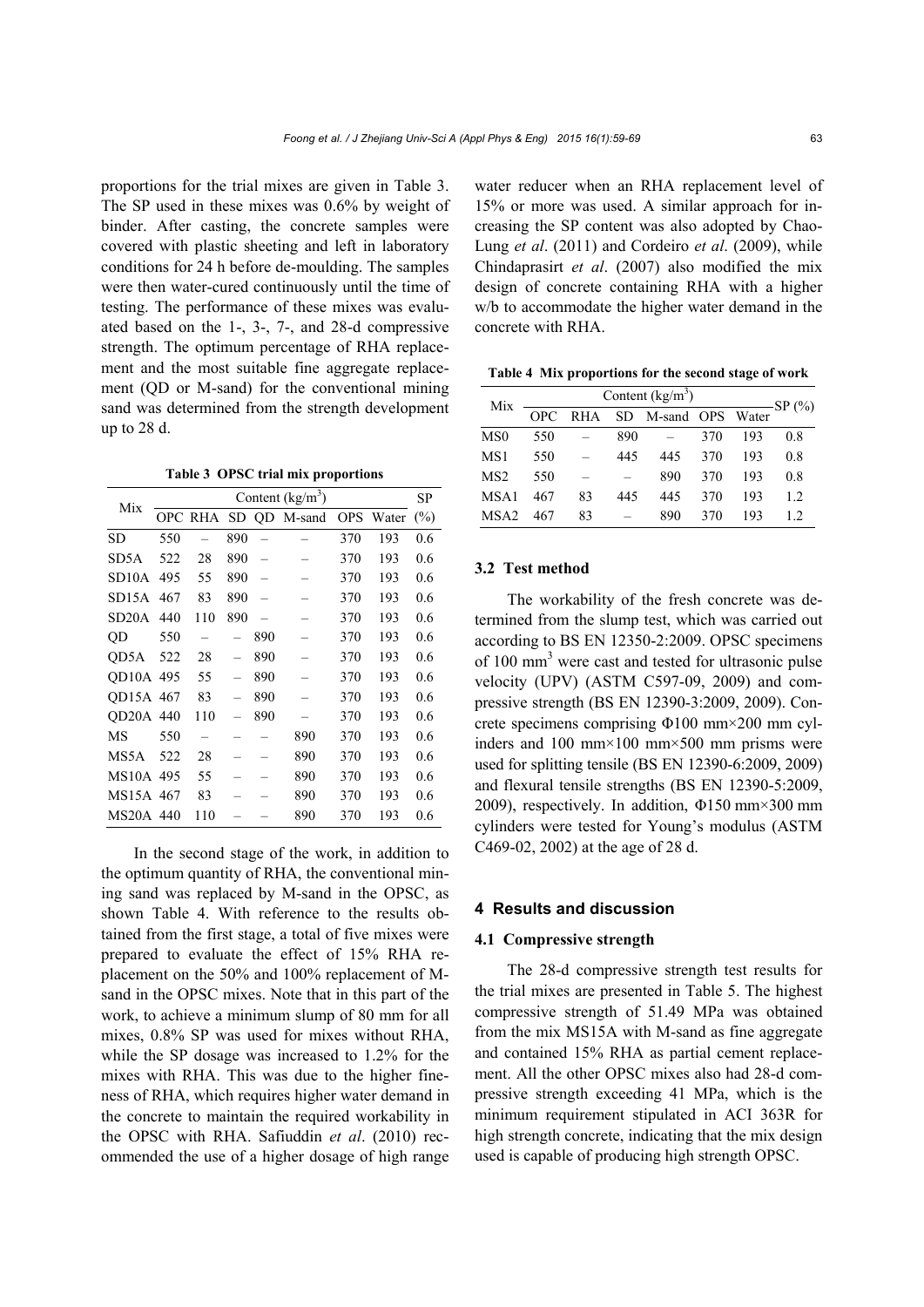proportions for the trial mixes are given in Table 3. The SP used in these mixes was 0.6% by weight of binder. After casting, the concrete samples were covered with plastic sheeting and left in laboratory conditions for 24 h before de-moulding. The samples were then water-cured continuously until the time of testing. The performance of these mixes was evaluated based on the 1-, 3-, 7-, and 28-d compressive strength. The optimum percentage of RHA replacement and the most suitable fine aggregate replacement (QD or M-sand) for the conventional mining sand was determined from the strength development up to 28 d.

**Table 3 OPSC trial mix proportions**

| Mix | Content (kg/m$^3$) | | | | | | | SP (%) |
|---|---|---|---|---|---|---|---|---|
| | OPC | RHA | SD | QD | M-sand | OPS | Water | |
| SD | 550 | – | 890 | – | – | 370 | 193 | 0.6 |
| SD5A | 522 | 28 | 890 | – | – | 370 | 193 | 0.6 |
| SD10A | 495 | 55 | 890 | – | – | 370 | 193 | 0.6 |
| SD15A | 467 | 83 | 890 | – | – | 370 | 193 | 0.6 |
| SD20A | 440 | 110 | 890 | – | – | 370 | 193 | 0.6 |
| QD | 550 | – | – | 890 | – | 370 | 193 | 0.6 |
| QD5A | 522 | 28 | – | 890 | – | 370 | 193 | 0.6 |
| QD10A | 495 | 55 | – | 890 | – | 370 | 193 | 0.6 |
| QD15A | 467 | 83 | – | 890 | – | 370 | 193 | 0.6 |
| QD20A | 440 | 110 | – | 890 | – | 370 | 193 | 0.6 |
| MS | 550 | – | – | – | 890 | 370 | 193 | 0.6 |
| MS5A | 522 | 28 | – | – | 890 | 370 | 193 | 0.6 |
| MS10A | 495 | 55 | – | – | 890 | 370 | 193 | 0.6 |
| MS15A | 467 | 83 | – | – | 890 | 370 | 193 | 0.6 |
| MS20A | 440 | 110 | – | – | 890 | 370 | 193 | 0.6 |

In the second stage of the work, in addition to the optimum quantity of RHA, the conventional mining sand was replaced by M-sand in the OPSC, as shown Table 4. With reference to the results obtained from the first stage, a total of five mixes were prepared to evaluate the effect of 15% RHA replacement on the 50% and 100% replacement of M-sand in the OPSC mixes. Note that in this part of the work, to achieve a minimum slump of 80 mm for all mixes, 0.8% SP was used for mixes without RHA, while the SP dosage was increased to 1.2% for the mixes with RHA. This was due to the higher fineness of RHA, which requires higher water demand in the concrete to maintain the required workability in the OPSC with RHA. Safiuddin *et al*. (2010) recommended the use of a higher dosage of high range water reducer when an RHA replacement level of 15% or more was used. A similar approach for increasing the SP content was also adopted by Chao-Lung *et al*. (2011) and Cordeiro *et al*. (2009), while Chindaprasirt *et al*. (2007) also modified the mix design of concrete containing RHA with a higher w/b to accommodate the higher water demand in the concrete with RHA.

**Table 4 Mix proportions for the second stage of work**

| Mix | Content (kg/m$^3$) | | | | | | SP (%) |
|---|---|---|---|---|---|---|---|
| | OPC | RHA | SD | M-sand | OPS | Water | |
| MS0 | 550 | – | 890 | – | 370 | 193 | 0.8 |
| MS1 | 550 | – | 445 | 445 | 370 | 193 | 0.8 |
| MS2 | 550 | – | – | 890 | 370 | 193 | 0.8 |
| MSA1 | 467 | 83 | 445 | 445 | 370 | 193 | 1.2 |
| MSA2 | 467 | 83 | – | 890 | 370 | 193 | 1.2 |

### 3.2 Test method

The workability of the fresh concrete was determined from the slump test, which was carried out according to BS EN 12350-2:2009. OPSC specimens of 100 mm$^3$ were cast and tested for ultrasonic pulse velocity (UPV) (ASTM C597-09, 2009) and compressive strength (BS EN 12390-3:2009, 2009). Concrete specimens comprising Φ100 mm×200 mm cylinders and 100 mm×100 mm×500 mm prisms were used for splitting tensile (BS EN 12390-6:2009, 2009) and flexural tensile strengths (BS EN 12390-5:2009, 2009), respectively. In addition, Φ150 mm×300 mm cylinders were tested for Young's modulus (ASTM C469-02, 2002) at the age of 28 d.

## 4 Results and discussion

### 4.1 Compressive strength

The 28-d compressive strength test results for the trial mixes are presented in Table 5. The highest compressive strength of 51.49 MPa was obtained from the mix MS15A with M-sand as fine aggregate and contained 15% RHA as partial cement replacement. All the other OPSC mixes also had 28-d compressive strength exceeding 41 MPa, which is the minimum requirement stipulated in ACI 363R for high strength concrete, indicating that the mix design used is capable of producing high strength OPSC.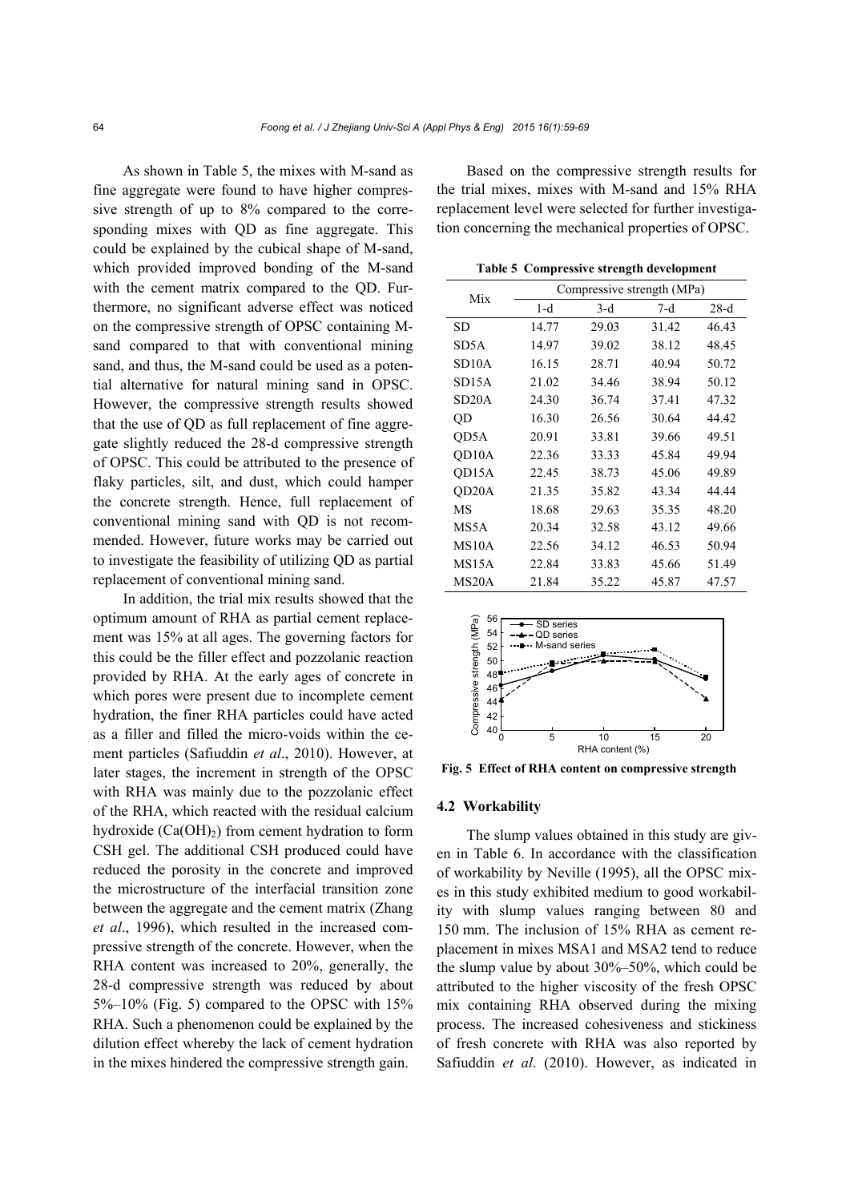As shown in Table 5, the mixes with M-sand as fine aggregate were found to have higher compressive strength of up to 8% compared to the corresponding mixes with QD as fine aggregate. This could be explained by the cubical shape of M-sand, which provided improved bonding of the M-sand with the cement matrix compared to the QD. Furthermore, no significant adverse effect was noticed on the compressive strength of OPSC containing M-sand compared to that with conventional mining sand, and thus, the M-sand could be used as a potential alternative for natural mining sand in OPSC. However, the compressive strength results showed that the use of QD as full replacement of fine aggregate slightly reduced the 28-d compressive strength of OPSC. This could be attributed to the presence of flaky particles, silt, and dust, which could hamper the concrete strength. Hence, full replacement of conventional mining sand with QD is not recommended. However, future works may be carried out to investigate the feasibility of utilizing QD as partial replacement of conventional mining sand.

In addition, the trial mix results showed that the optimum amount of RHA as partial cement replacement was 15% at all ages. The governing factors for this could be the filler effect and pozzolanic reaction provided by RHA. At the early ages of concrete in which pores were present due to incomplete cement hydration, the finer RHA particles could have acted as a filler and filled the micro-voids within the cement particles (Safiuddin *et al*., 2010). However, at later stages, the increment in strength of the OPSC with RHA was mainly due to the pozzolanic effect of the RHA, which reacted with the residual calcium hydroxide ($Ca(OH)_2$) from cement hydration to form CSH gel. The additional CSH produced could have reduced the porosity in the concrete and improved the microstructure of the interfacial transition zone between the aggregate and the cement matrix (Zhang *et al*., 1996), which resulted in the increased compressive strength of the concrete. However, when the RHA content was increased to 20%, generally, the 28-d compressive strength was reduced by about 5%–10% (Fig. 5) compared to the OPSC with 15% RHA. Such a phenomenon could be explained by the dilution effect whereby the lack of cement hydration in the mixes hindered the compressive strength gain.

Based on the compressive strength results for the trial mixes, mixes with M-sand and 15% RHA replacement level were selected for further investigation concerning the mechanical properties of OPSC.

**Table 5 Compressive strength development**

| Mix | Compressive strength (MPa) | | | |
|---|---|---|---|---|
| | 1-d | 3-d | 7-d | 28-d |
| SD | 14.77 | 29.03 | 31.42 | 46.43 |
| SD5A | 14.97 | 39.02 | 38.12 | 48.45 |
| SD10A | 16.15 | 28.71 | 40.94 | 50.72 |
| SD15A | 21.02 | 34.46 | 38.94 | 50.12 |
| SD20A | 24.30 | 36.74 | 37.41 | 47.32 |
| QD | 16.30 | 26.56 | 30.64 | 44.42 |
| QD5A | 20.91 | 33.81 | 39.66 | 49.51 |
| QD10A | 22.36 | 33.33 | 45.84 | 49.94 |
| QD15A | 22.45 | 38.73 | 45.06 | 49.89 |
| QD20A | 21.35 | 35.82 | 43.34 | 44.44 |
| MS | 18.68 | 29.63 | 35.35 | 48.20 |
| MS5A | 20.34 | 32.58 | 43.12 | 49.66 |
| MS10A | 22.56 | 34.12 | 46.53 | 50.94 |
| MS15A | 22.84 | 33.83 | 45.66 | 51.49 |
| MS20A | 21.84 | 35.22 | 45.87 | 47.57 |

Compressive strength (MPa)
56
54
52
50
48
46
44
42
40
0 5 10 15 20
RHA content (%)
SD series
QD series
M-sand series

**Fig. 5 Effect of RHA content on compressive strength**

### 4.2 Workability

The slump values obtained in this study are given in Table 6. In accordance with the classification of workability by Neville (1995), all the OPSC mixes in this study exhibited medium to good workability with slump values ranging between 80 and 150 mm. The inclusion of 15% RHA as cement replacement in mixes MSA1 and MSA2 tend to reduce the slump value by about 30%–50%, which could be attributed to the higher viscosity of the fresh OPSC mix containing RHA observed during the mixing process. The increased cohesiveness and stickiness of fresh concrete with RHA was also reported by Safiuddin *et al*. (2010). However, as indicated in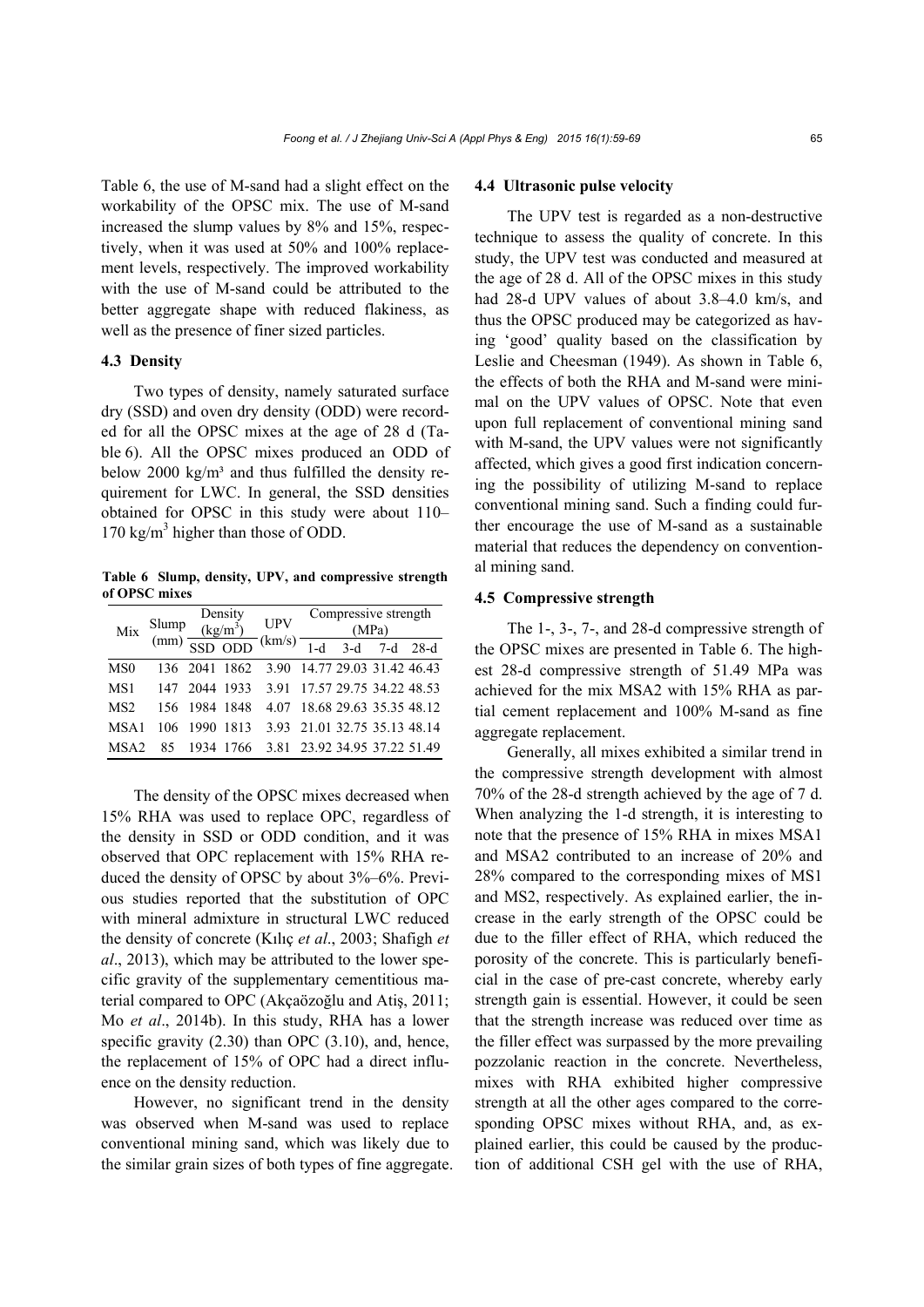Table 6, the use of M-sand had a slight effect on the workability of the OPSC mix. The use of M-sand increased the slump values by 8% and 15%, respectively, when it was used at 50% and 100% replacement levels, respectively. The improved workability with the use of M-sand could be attributed to the better aggregate shape with reduced flakiness, as well as the presence of finer sized particles.

### 4.3 Density

Two types of density, namely saturated surface dry (SSD) and oven dry density (ODD) were recorded for all the OPSC mixes at the age of 28 d (Table 6). All the OPSC mixes produced an ODD of below 2000 kg/m³ and thus fulfilled the density requirement for LWC. In general, the SSD densities obtained for OPSC in this study were about 110–170 kg/m$^3$ higher than those of ODD.

**Table 6 Slump, density, UPV, and compressive strength of OPSC mixes**

| Mix | Slump (mm) | Density (kg/m$^3$) | | UPV (km/s) | Compressive strength (MPa) | | | |
|---|---|---|---|---|---|---|---|---|
| | | SSD | ODD | | 1-d | 3-d | 7-d | 28-d |
| MS0 | 136 | 2041 | 1862 | 3.90 | 14.77 | 29.03 | 31.42 | 46.43 |
| MS1 | 147 | 2044 | 1933 | 3.91 | 17.57 | 29.75 | 34.22 | 48.53 |
| MS2 | 156 | 1984 | 1848 | 4.07 | 18.68 | 29.63 | 35.35 | 48.12 |
| MSA1 | 106 | 1990 | 1813 | 3.93 | 21.01 | 32.75 | 35.13 | 48.14 |
| MSA2 | 85 | 1934 | 1766 | 3.81 | 23.92 | 34.95 | 37.22 | 51.49 |

The density of the OPSC mixes decreased when 15% RHA was used to replace OPC, regardless of the density in SSD or ODD condition, and it was observed that OPC replacement with 15% RHA reduced the density of OPSC by about 3%–6%. Previous studies reported that the substitution of OPC with mineral admixture in structural LWC reduced the density of concrete (Kılıç *et al*., 2003; Shafigh *et al*., 2013), which may be attributed to the lower specific gravity of the supplementary cementitious material compared to OPC (Akçaözoğlu and Atiş, 2011; Mo *et al*., 2014b). In this study, RHA has a lower specific gravity (2.30) than OPC (3.10), and, hence, the replacement of 15% of OPC had a direct influence on the density reduction.

However, no significant trend in the density was observed when M-sand was used to replace conventional mining sand, which was likely due to the similar grain sizes of both types of fine aggregate.

### 4.4 Ultrasonic pulse velocity

The UPV test is regarded as a non-destructive technique to assess the quality of concrete. In this study, the UPV test was conducted and measured at the age of 28 d. All of the OPSC mixes in this study had 28-d UPV values of about 3.8–4.0 km/s, and thus the OPSC produced may be categorized as having 'good' quality based on the classification by Leslie and Cheesman (1949). As shown in Table 6, the effects of both the RHA and M-sand were minimal on the UPV values of OPSC. Note that even upon full replacement of conventional mining sand with M-sand, the UPV values were not significantly affected, which gives a good first indication concerning the possibility of utilizing M-sand to replace conventional mining sand. Such a finding could further encourage the use of M-sand as a sustainable material that reduces the dependency on conventional mining sand.

### 4.5 Compressive strength

The 1-, 3-, 7-, and 28-d compressive strength of the OPSC mixes are presented in Table 6. The highest 28-d compressive strength of 51.49 MPa was achieved for the mix MSA2 with 15% RHA as partial cement replacement and 100% M-sand as fine aggregate replacement.

Generally, all mixes exhibited a similar trend in the compressive strength development with almost 70% of the 28-d strength achieved by the age of 7 d. When analyzing the 1-d strength, it is interesting to note that the presence of 15% RHA in mixes MSA1 and MSA2 contributed to an increase of 20% and 28% compared to the corresponding mixes of MS1 and MS2, respectively. As explained earlier, the increase in the early strength of the OPSC could be due to the filler effect of RHA, which reduced the porosity of the concrete. This is particularly beneficial in the case of pre-cast concrete, whereby early strength gain is essential. However, it could be seen that the strength increase was reduced over time as the filler effect was surpassed by the more prevailing pozzolanic reaction in the concrete. Nevertheless, mixes with RHA exhibited higher compressive strength at all the other ages compared to the corresponding OPSC mixes without RHA, and, as explained earlier, this could be caused by the production of additional CSH gel with the use of RHA,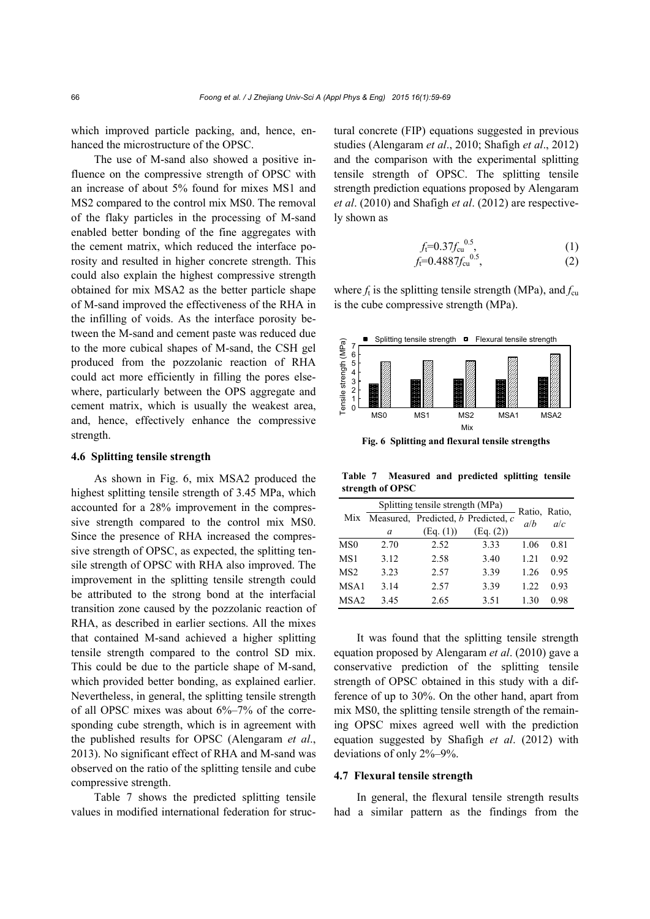which improved particle packing, and, hence, enhanced the microstructure of the OPSC.

The use of M-sand also showed a positive influence on the compressive strength of OPSC with an increase of about 5% found for mixes MS1 and MS2 compared to the control mix MS0. The removal of the flaky particles in the processing of M-sand enabled better bonding of the fine aggregates with the cement matrix, which reduced the interface porosity and resulted in higher concrete strength. This could also explain the highest compressive strength obtained for mix MSA2 as the better particle shape of M-sand improved the effectiveness of the RHA in the infilling of voids. As the interface porosity between the M-sand and cement paste was reduced due to the more cubical shapes of M-sand, the CSH gel produced from the pozzolanic reaction of RHA could act more efficiently in filling the pores elsewhere, particularly between the OPS aggregate and cement matrix, which is usually the weakest area, and, hence, effectively enhance the compressive strength.

### 4.6 Splitting tensile strength

As shown in Fig. 6, mix MSA2 produced the highest splitting tensile strength of 3.45 MPa, which accounted for a 28% improvement in the compressive strength compared to the control mix MS0. Since the presence of RHA increased the compressive strength of OPSC, as expected, the splitting tensile strength of OPSC with RHA also improved. The improvement in the splitting tensile strength could be attributed to the strong bond at the interfacial transition zone caused by the pozzolanic reaction of RHA, as described in earlier sections. All the mixes that contained M-sand achieved a higher splitting tensile strength compared to the control SD mix. This could be due to the particle shape of M-sand, which provided better bonding, as explained earlier. Nevertheless, in general, the splitting tensile strength of all OPSC mixes was about 6%–7% of the corresponding cube strength, which is in agreement with the published results for OPSC (Alengaram *et al*., 2013). No significant effect of RHA and M-sand was observed on the ratio of the splitting tensile and cube compressive strength.

Table 7 shows the predicted splitting tensile values in modified international federation for structural concrete (FIP) equations suggested in previous studies (Alengaram *et al*., 2010; Shafigh *et al*., 2012) and the comparison with the experimental splitting tensile strength of OPSC. The splitting tensile strength prediction equations proposed by Alengaram *et al*. (2010) and Shafigh *et al*. (2012) are respectively shown as

$$f_t=0.37f_{cu}^{0.5}, \tag{1}$$

$$f_t=0.4887f_{cu}^{0.5}, \tag{2}$$

where $f_t$ is the splitting tensile strength (MPa), and $f_{cu}$ is the cube compressive strength (MPa).

**Fig. 6 Splitting and flexural tensile strengths**

**Table 7 Measured and predicted splitting tensile strength of OPSC**

| Mix | Splitting tensile strength (MPa) | | | Ratio, $a/b$ | Ratio, $a/c$ |
|---|---|---|---|---|---|
| | Measured, $a$ | Predicted, $b$ (Eq. (1)) | Predicted, $c$ (Eq. (2)) | | |
| MS0 | 2.70 | 2.52 | 3.33 | 1.06 | 0.81 |
| MS1 | 3.12 | 2.58 | 3.40 | 1.21 | 0.92 |
| MS2 | 3.23 | 2.57 | 3.39 | 1.26 | 0.95 |
| MSA1 | 3.14 | 2.57 | 3.39 | 1.22 | 0.93 |
| MSA2 | 3.45 | 2.65 | 3.51 | 1.30 | 0.98 |

It was found that the splitting tensile strength equation proposed by Alengaram *et al*. (2010) gave a conservative prediction of the splitting tensile strength of OPSC obtained in this study with a difference of up to 30%. On the other hand, apart from mix MS0, the splitting tensile strength of the remaining OPSC mixes agreed well with the prediction equation suggested by Shafigh *et al*. (2012) with deviations of only 2%–9%.

### 4.7 Flexural tensile strength

In general, the flexural tensile strength results had a similar pattern as the findings from the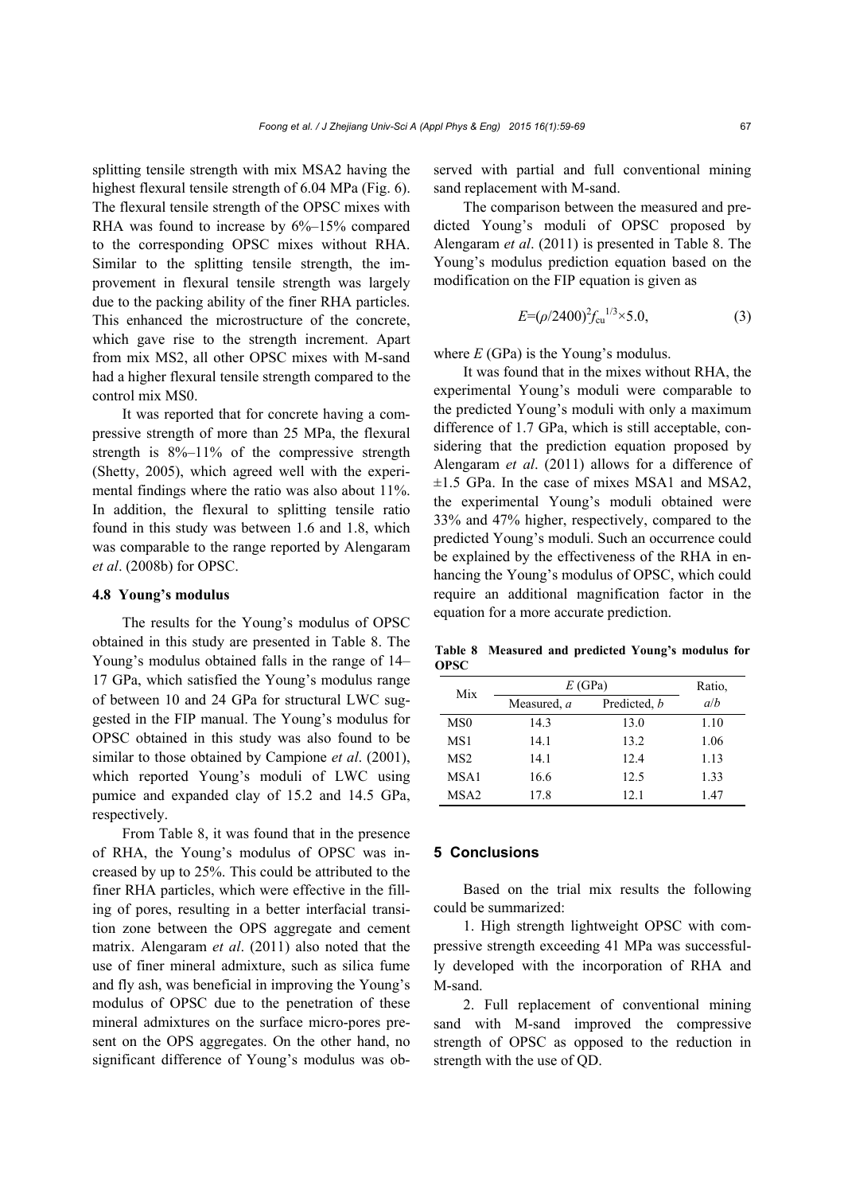splitting tensile strength with mix MSA2 having the highest flexural tensile strength of 6.04 MPa (Fig. 6). The flexural tensile strength of the OPSC mixes with RHA was found to increase by 6%–15% compared to the corresponding OPSC mixes without RHA. Similar to the splitting tensile strength, the improvement in flexural tensile strength was largely due to the packing ability of the finer RHA particles. This enhanced the microstructure of the concrete, which gave rise to the strength increment. Apart from mix MS2, all other OPSC mixes with M-sand had a higher flexural tensile strength compared to the control mix MS0.

It was reported that for concrete having a compressive strength of more than 25 MPa, the flexural strength is 8%–11% of the compressive strength (Shetty, 2005), which agreed well with the experimental findings where the ratio was also about 11%. In addition, the flexural to splitting tensile ratio found in this study was between 1.6 and 1.8, which was comparable to the range reported by Alengaram *et al*. (2008b) for OPSC.

### 4.8 Young's modulus

The results for the Young's modulus of OPSC obtained in this study are presented in Table 8. The Young's modulus obtained falls in the range of 14–17 GPa, which satisfied the Young's modulus range of between 10 and 24 GPa for structural LWC suggested in the FIP manual. The Young's modulus for OPSC obtained in this study was also found to be similar to those obtained by Campione *et al*. (2001), which reported Young's moduli of LWC using pumice and expanded clay of 15.2 and 14.5 GPa, respectively.

From Table 8, it was found that in the presence of RHA, the Young's modulus of OPSC was increased by up to 25%. This could be attributed to the finer RHA particles, which were effective in the filling of pores, resulting in a better interfacial transition zone between the OPS aggregate and cement matrix. Alengaram *et al*. (2011) also noted that the use of finer mineral admixture, such as silica fume and fly ash, was beneficial in improving the Young's modulus of OPSC due to the penetration of these mineral admixtures on the surface micro-pores present on the OPS aggregates. On the other hand, no significant difference of Young's modulus was observed with partial and full conventional mining sand replacement with M-sand.

The comparison between the measured and predicted Young's moduli of OPSC proposed by Alengaram *et al*. (2011) is presented in Table 8. The Young's modulus prediction equation based on the modification on the FIP equation is given as

$$E=(\rho/2400)^2 f_{cu}^{1/3}\times 5.0, \tag{3}$$

where $E$ (GPa) is the Young's modulus.

It was found that in the mixes without RHA, the experimental Young's moduli were comparable to the predicted Young's moduli with only a maximum difference of 1.7 GPa, which is still acceptable, considering that the prediction equation proposed by Alengaram *et al*. (2011) allows for a difference of ±1.5 GPa. In the case of mixes MSA1 and MSA2, the experimental Young's moduli obtained were 33% and 47% higher, respectively, compared to the predicted Young's moduli. Such an occurrence could be explained by the effectiveness of the RHA in enhancing the Young's modulus of OPSC, which could require an additional magnification factor in the equation for a more accurate prediction.

**Table 8 Measured and predicted Young's modulus for OPSC**

| Mix | $E$ (GPa) | | Ratio, |
|---|---|---|---|
| | Measured, $a$ | Predicted, $b$ | $a/b$ |
| MS0 | 14.3 | 13.0 | 1.10 |
| MS1 | 14.1 | 13.2 | 1.06 |
| MS2 | 14.1 | 12.4 | 1.13 |
| MSA1 | 16.6 | 12.5 | 1.33 |
| MSA2 | 17.8 | 12.1 | 1.47 |

## 5 Conclusions

Based on the trial mix results the following could be summarized:

1. High strength lightweight OPSC with compressive strength exceeding 41 MPa was successfully developed with the incorporation of RHA and M-sand.

2. Full replacement of conventional mining sand with M-sand improved the compressive strength of OPSC as opposed to the reduction in strength with the use of QD.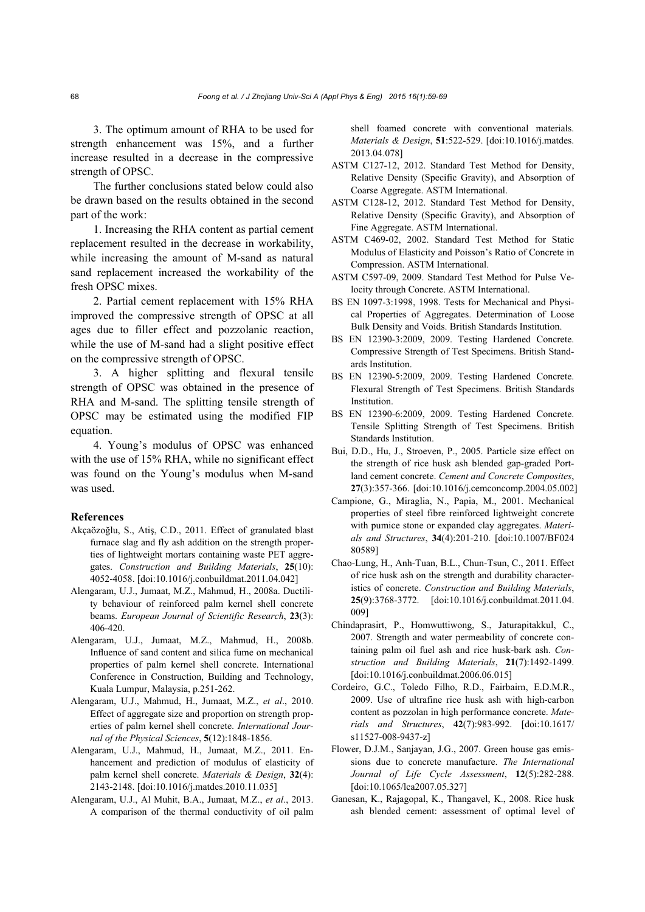3. The optimum amount of RHA to be used for strength enhancement was 15%, and a further increase resulted in a decrease in the compressive strength of OPSC.

The further conclusions stated below could also be drawn based on the results obtained in the second part of the work:

1. Increasing the RHA content as partial cement replacement resulted in the decrease in workability, while increasing the amount of M-sand as natural sand replacement increased the workability of the fresh OPSC mixes.

2. Partial cement replacement with 15% RHA improved the compressive strength of OPSC at all ages due to filler effect and pozzolanic reaction, while the use of M-sand had a slight positive effect on the compressive strength of OPSC.

3. A higher splitting and flexural tensile strength of OPSC was obtained in the presence of RHA and M-sand. The splitting tensile strength of OPSC may be estimated using the modified FIP equation.

4. Young's modulus of OPSC was enhanced with the use of 15% RHA, while no significant effect was found on the Young's modulus when M-sand was used.

## References

Akçaözoğlu, S., Atiş, C.D., 2011. Effect of granulated blast furnace slag and fly ash addition on the strength properties of lightweight mortars containing waste PET aggregates. *Construction and Building Materials*, **25**(10): 4052-4058. [doi:10.1016/j.conbuildmat.2011.04.042]

Alengaram, U.J., Jumaat, M.Z., Mahmud, H., 2008a. Ductility behaviour of reinforced palm kernel shell concrete beams. *European Journal of Scientific Research*, **23**(3): 406-420.

Alengaram, U.J., Jumaat, M.Z., Mahmud, H., 2008b. Influence of sand content and silica fume on mechanical properties of palm kernel shell concrete. International Conference in Construction, Building and Technology, Kuala Lumpur, Malaysia, p.251-262.

Alengaram, U.J., Mahmud, H., Jumaat, M.Z., *et al*., 2010. Effect of aggregate size and proportion on strength properties of palm kernel shell concrete. *International Journal of the Physical Sciences*, **5**(12):1848-1856.

Alengaram, U.J., Mahmud, H., Jumaat, M.Z., 2011. Enhancement and prediction of modulus of elasticity of palm kernel shell concrete. *Materials & Design*, **32**(4): 2143-2148. [doi:10.1016/j.matdes.2010.11.035]

Alengaram, U.J., Al Muhit, B.A., Jumaat, M.Z., *et al*., 2013. A comparison of the thermal conductivity of oil palm shell foamed concrete with conventional materials. *Materials & Design*, **51**:522-529. [doi:10.1016/j.matdes.2013.04.078]

ASTM C127-12, 2012. Standard Test Method for Density, Relative Density (Specific Gravity), and Absorption of Coarse Aggregate. ASTM International.

ASTM C128-12, 2012. Standard Test Method for Density, Relative Density (Specific Gravity), and Absorption of Fine Aggregate. ASTM International.

ASTM C469-02, 2002. Standard Test Method for Static Modulus of Elasticity and Poisson's Ratio of Concrete in Compression. ASTM International.

ASTM C597-09, 2009. Standard Test Method for Pulse Velocity through Concrete. ASTM International.

BS EN 1097-3:1998, 1998. Tests for Mechanical and Physical Properties of Aggregates. Determination of Loose Bulk Density and Voids. British Standards Institution.

BS EN 12390-3:2009, 2009. Testing Hardened Concrete. Compressive Strength of Test Specimens. British Standards Institution.

BS EN 12390-5:2009, 2009. Testing Hardened Concrete. Flexural Strength of Test Specimens. British Standards Institution.

BS EN 12390-6:2009, 2009. Testing Hardened Concrete. Tensile Splitting Strength of Test Specimens. British Standards Institution.

Bui, D.D., Hu, J., Stroeven, P., 2005. Particle size effect on the strength of rice husk ash blended gap-graded Portland cement concrete. *Cement and Concrete Composites*, **27**(3):357-366. [doi:10.1016/j.cemconcomp.2004.05.002]

Campione, G., Miraglia, N., Papia, M., 2001. Mechanical properties of steel fibre reinforced lightweight concrete with pumice stone or expanded clay aggregates. *Materials and Structures*, **34**(4):201-210. [doi:10.1007/BF02480589]

Chao-Lung, H., Anh-Tuan, B.L., Chun-Tsun, C., 2011. Effect of rice husk ash on the strength and durability characteristics of concrete. *Construction and Building Materials*, **25**(9):3768-3772. [doi:10.1016/j.conbuildmat.2011.04.009]

Chindaprasirt, P., Homwuttiwong, S., Jaturapitakkul, C., 2007. Strength and water permeability of concrete containing palm oil fuel ash and rice husk-bark ash. *Construction and Building Materials*, **21**(7):1492-1499. [doi:10.1016/j.conbuildmat.2006.06.015]

Cordeiro, G.C., Toledo Filho, R.D., Fairbairn, E.D.M.R., 2009. Use of ultrafine rice husk ash with high-carbon content as pozzolan in high performance concrete. *Materials and Structures*, **42**(7):983-992. [doi:10.1617/s11527-008-9437-z]

Flower, D.J.M., Sanjayan, J.G., 2007. Green house gas emissions due to concrete manufacture. *The International Journal of Life Cycle Assessment*, **12**(5):282-288. [doi:10.1065/lca2007.05.327]

Ganesan, K., Rajagopal, K., Thangavel, K., 2008. Rice husk ash blended cement: assessment of optimal level of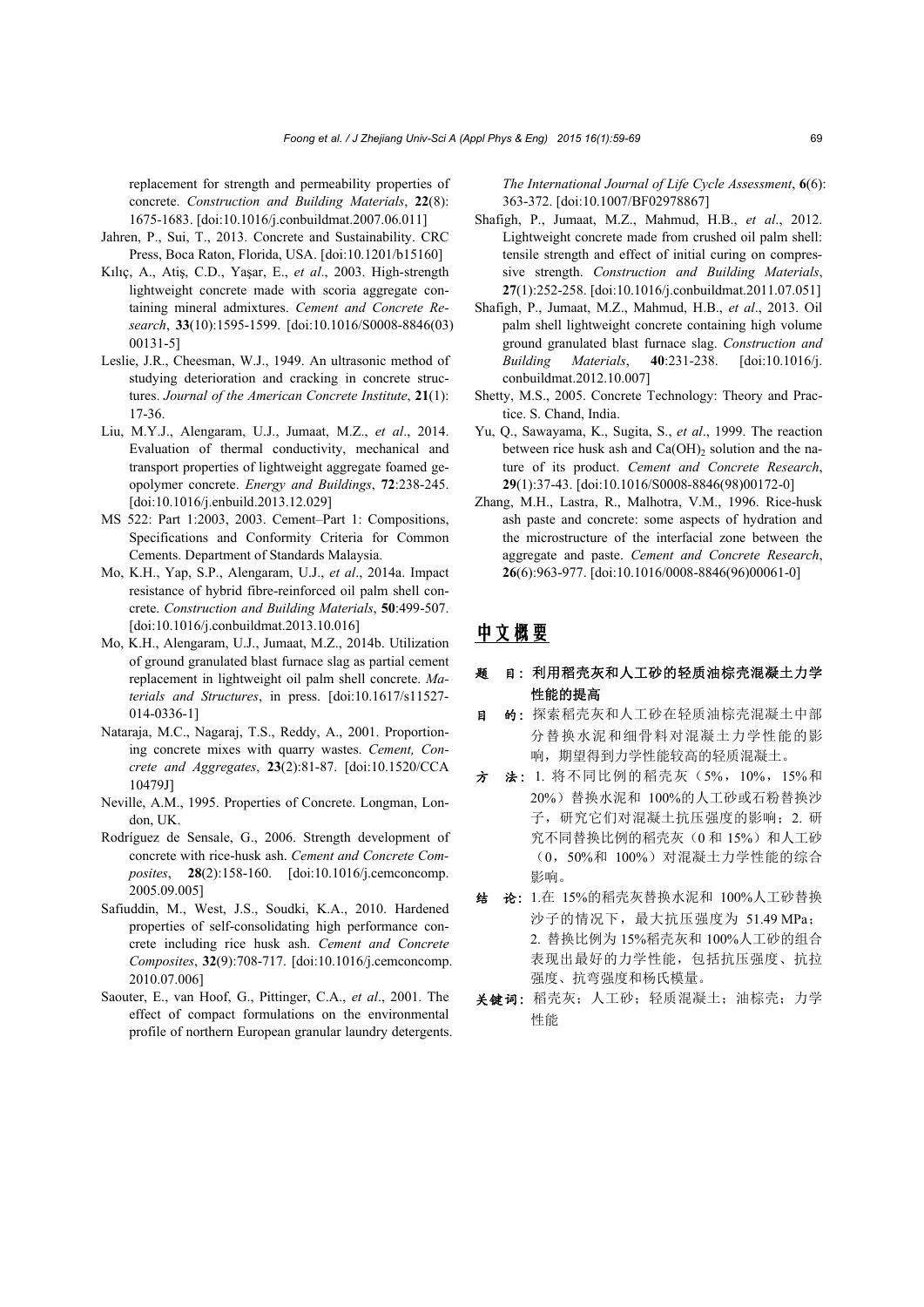replacement for strength and permeability properties of concrete. *Construction and Building Materials*, **22**(8): 1675-1683. [doi:10.1016/j.conbuildmat.2007.06.011]

Jahren, P., Sui, T., 2013. Concrete and Sustainability. CRC Press, Boca Raton, Florida, USA. [doi:10.1201/b15160]

Kılıç, A., Atiş, C.D., Yaşar, E., *et al*., 2003. High-strength lightweight concrete made with scoria aggregate containing mineral admixtures. *Cement and Concrete Research*, **33**(10):1595-1599. [doi:10.1016/S0008-8846(03)00131-5]

Leslie, J.R., Cheesman, W.J., 1949. An ultrasonic method of studying deterioration and cracking in concrete structures. *Journal of the American Concrete Institute*, **21**(1): 17-36.

Liu, M.Y.J., Alengaram, U.J., Jumaat, M.Z., *et al*., 2014. Evaluation of thermal conductivity, mechanical and transport properties of lightweight aggregate foamed geopolymer concrete. *Energy and Buildings*, **72**:238-245. [doi:10.1016/j.enbuild.2013.12.029]

MS 522: Part 1:2003, 2003. Cement–Part 1: Compositions, Specifications and Conformity Criteria for Common Cements. Department of Standards Malaysia.

Mo, K.H., Yap, S.P., Alengaram, U.J., *et al*., 2014a. Impact resistance of hybrid fibre-reinforced oil palm shell concrete. *Construction and Building Materials*, **50**:499-507. [doi:10.1016/j.conbuildmat.2013.10.016]

Mo, K.H., Alengaram, U.J., Jumaat, M.Z., 2014b. Utilization of ground granulated blast furnace slag as partial cement replacement in lightweight oil palm shell concrete. *Materials and Structures*, in press. [doi:10.1617/s11527-014-0336-1]

Nataraja, M.C., Nagaraj, T.S., Reddy, A., 2001. Proportioning concrete mixes with quarry wastes. *Cement, Concrete and Aggregates*, **23**(2):81-87. [doi:10.1520/CCA10479J]

Neville, A.M., 1995. Properties of Concrete. Longman, London, UK.

Rodríguez de Sensale, G., 2006. Strength development of concrete with rice-husk ash. *Cement and Concrete Composites*, **28**(2):158-160. [doi:10.1016/j.cemconcomp.2005.09.005]

Safiuddin, M., West, J.S., Soudki, K.A., 2010. Hardened properties of self-consolidating high performance concrete including rice husk ash. *Cement and Concrete Composites*, **32**(9):708-717. [doi:10.1016/j.cemconcomp.2010.07.006]

Saouter, E., van Hoof, G., Pittinger, C.A., *et al*., 2001. The effect of compact formulations on the environmental profile of northern European granular laundry detergents. *The International Journal of Life Cycle Assessment*, **6**(6): 363-372. [doi:10.1007/BF02978867]

Shafigh, P., Jumaat, M.Z., Mahmud, H.B., *et al*., 2012. Lightweight concrete made from crushed oil palm shell: tensile strength and effect of initial curing on compressive strength. *Construction and Building Materials*, **27**(1):252-258. [doi:10.1016/j.conbuildmat.2011.07.051]

Shafigh, P., Jumaat, M.Z., Mahmud, H.B., *et al*., 2013. Oil palm shell lightweight concrete containing high volume ground granulated blast furnace slag. *Construction and Building Materials*, **40**:231-238. [doi:10.1016/j.conbuildmat.2012.10.007]

Shetty, M.S., 2005. Concrete Technology: Theory and Practice. S. Chand, India.

Yu, Q., Sawayama, K., Sugita, S., *et al*., 1999. The reaction between rice husk ash and $Ca(OH)_2$ solution and the nature of its product. *Cement and Concrete Research*, **29**(1):37-43. [doi:10.1016/S0008-8846(98)00172-0]

Zhang, M.H., Lastra, R., Malhotra, V.M., 1996. Rice-husk ash paste and concrete: some aspects of hydration and the microstructure of the interfacial zone between the aggregate and paste. *Cement and Concrete Research*, **26**(6):963-977. [doi:10.1016/0008-8846(96)00061-0]

## 中文概要

**题　目：利用稻壳灰和人工砂的轻质油棕壳混凝土力学性能的提高**

**目　的：** 探索稻壳灰和人工砂在轻质油棕壳混凝土中部分替换水泥和细骨料对混凝土力学性能的影响，期望得到力学性能较高的轻质混凝土。

**方　法：** 1. 将不同比例的稻壳灰（5%，10%，15%和20%）替换水泥和 100%的人工砂或石粉替换沙子，研究它们对混凝土抗压强度的影响；2. 研究不同替换比例的稻壳灰（0 和 15%）和人工砂（0，50%和 100%）对混凝土力学性能的综合影响。

**结　论：** 1.在 15%的稻壳灰替换水泥和 100%人工砂替换沙子的情况下，最大抗压强度为 51.49 MPa；2. 替换比例为 15%稻壳灰和 100%人工砂的组合表现出最好的力学性能，包括抗压强度、抗拉强度、抗弯强度和杨氏模量。

**关键词：** 稻壳灰；人工砂；轻质混凝土；油棕壳；力学性能